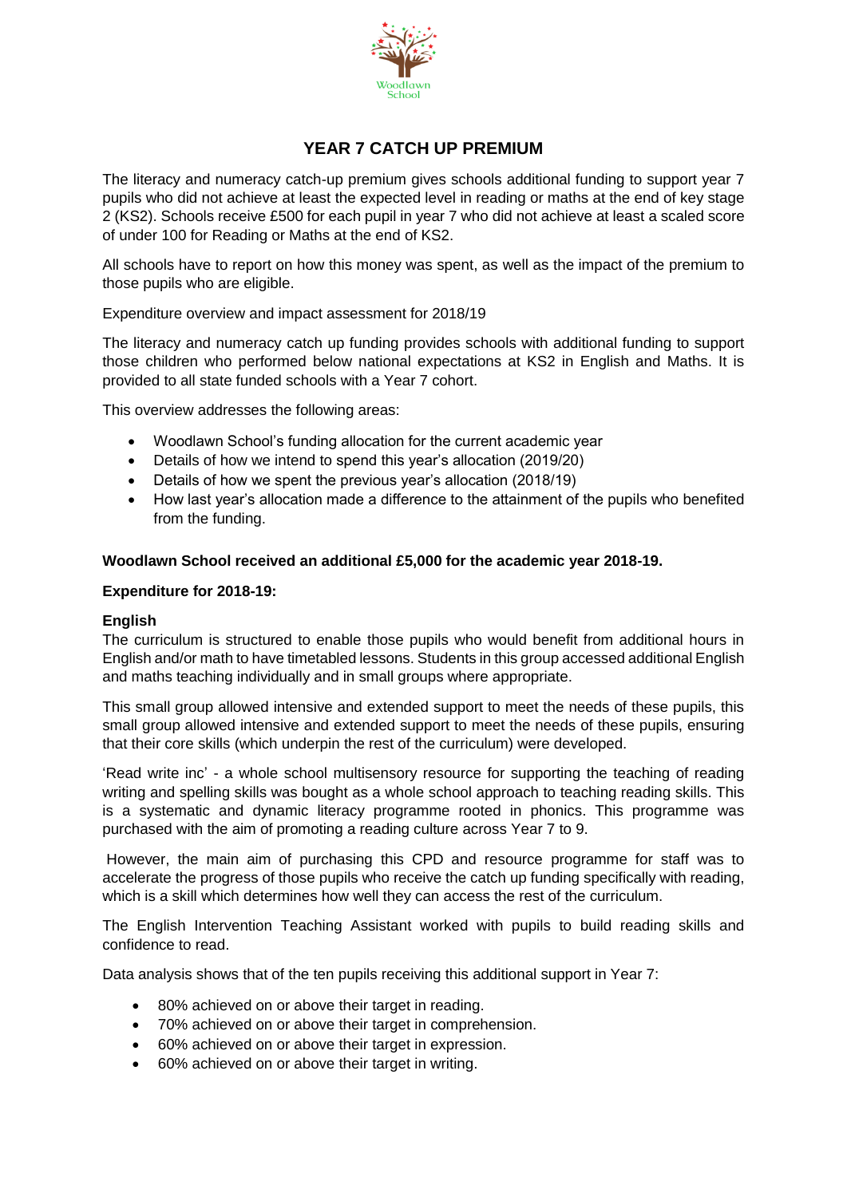# YEAR 7 CATCH UP PREMIUM

The literacy and numeracy catch-up premium gives schools additional funding to support year 7 pupils who did not achieve at least the expected level in reading or maths at the end of key stage 2 (KS2). Schools receive £500 for each pupil in year 7 who did not achieve at least a scaled score of under 100 for Reading or Maths at the end of KS2.

All schools have to report on how this money was spent, as well as the impact of the premium to those pupils who are eligible.

Expenditure overview and impact assessment for 2018/19

The literacy and numeracy catch up funding provides schools with additional funding to support those children who performed below national expectations at KS2 in English and Maths. It is provided to all state funded schools with a Year 7 cohort.

This overview addresses the following areas:

- Woodlawn School's funding allocation for the current academic year
- Details of how we intend to spend this year's allocation (2019/20)
- Details of how we spent the previous year's allocation (2018/19)
- How last year's allocation made a difference to the attainment of the pupils who benefited from the funding.

**Woodlawn School received an additional £5,000 for the academic year 2018-19.**

**Expenditure for 2018-19:**

**English**

The curriculum is structured to enable those pupils who would benefit from additional hours in English and/or math to have timetabled lessons. Students in this group accessed additional English and maths teaching individually and in small groups where appropriate.

This small group allowed intensive and extended support to meet the needs of these pupils, this small group allowed intensive and extended support to meet the needs of these pupils, ensuring that their core skills (which underpin the rest of the curriculum) were developed.

'Read write inc' - a whole school multisensory resource for supporting the teaching of reading writing and spelling skills was bought as a whole school approach to teaching reading skills. This is a systematic and dynamic literacy programme rooted in phonics. This programme was purchased with the aim of promoting a reading culture across Year 7 to 9.

However, the main aim of purchasing this CPD and resource programme for staff was to accelerate the progress of those pupils who receive the catch up funding specifically with reading, which is a skill which determines how well they can access the rest of the curriculum.

The English Intervention Teaching Assistant worked with pupils to build reading skills and confidence to read.

Data analysis shows that of the ten pupils receiving this additional support in Year 7:

- 80% achieved on or above their target in reading.
- 70% achieved on or above their target in comprehension.
- 60% achieved on or above their target in expression.
- 60% achieved on or above their target in writing.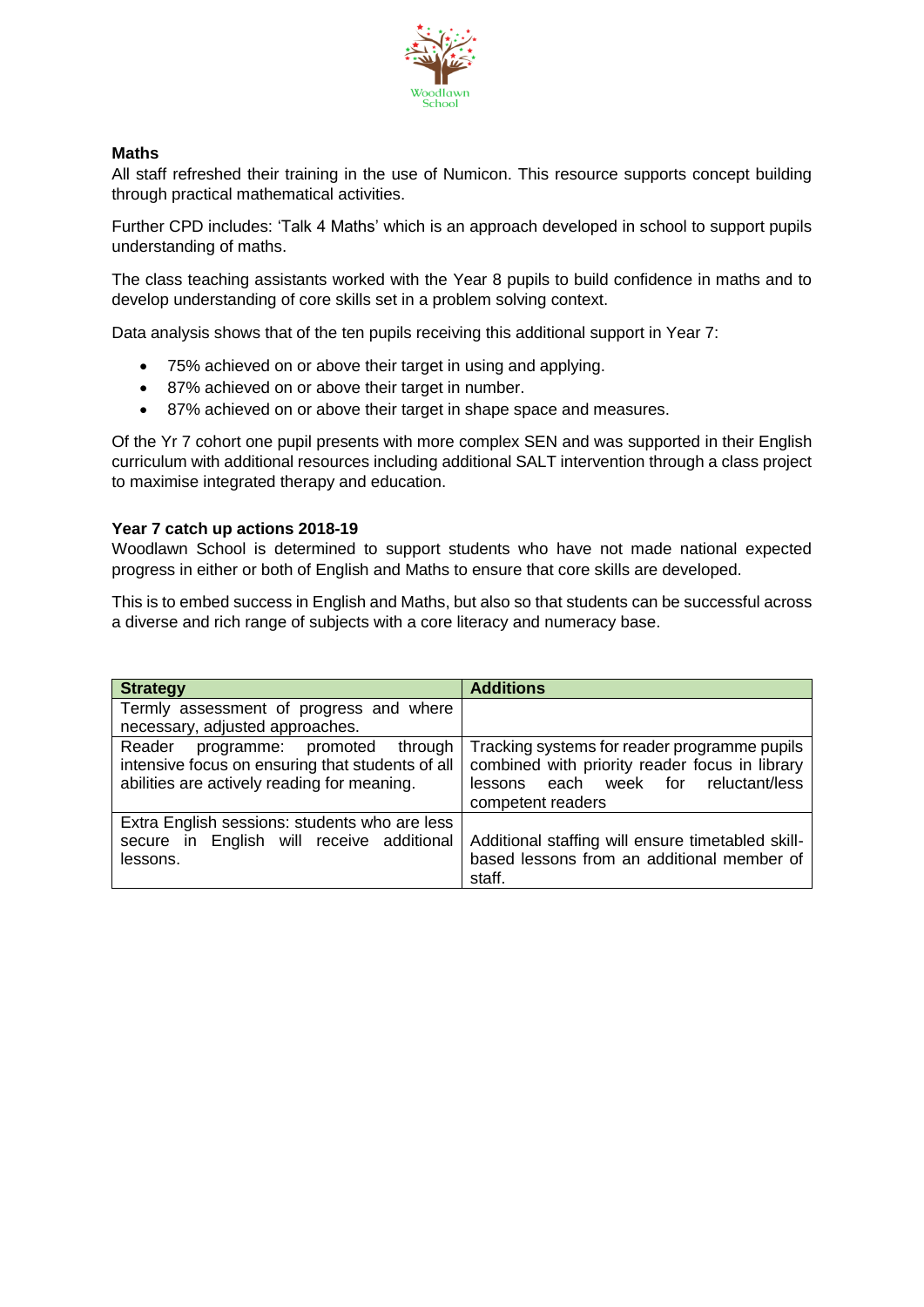**Maths**

All staff refreshed their training in the use of Numicon. This resource supports concept building through practical mathematical activities.

Further CPD includes: 'Talk 4 Maths' which is an approach developed in school to support pupils understanding of maths.

The class teaching assistants worked with the Year 8 pupils to build confidence in maths and to develop understanding of core skills set in a problem solving context.

Data analysis shows that of the ten pupils receiving this additional support in Year 7:

- 75% achieved on or above their target in using and applying.
- 87% achieved on or above their target in number.
- 87% achieved on or above their target in shape space and measures.

Of the Yr 7 cohort one pupil presents with more complex SEN and was supported in their English curriculum with additional resources including additional SALT intervention through a class project to maximise integrated therapy and education.

**Year 7 catch up actions 2018-19**

Woodlawn School is determined to support students who have not made national expected progress in either or both of English and Maths to ensure that core skills are developed.

This is to embed success in English and Maths, but also so that students can be successful across a diverse and rich range of subjects with a core literacy and numeracy base.

| Strategy | Additions |
|---|---|
| Termly assessment of progress and where necessary, adjusted approaches. | |
| Reader programme: promoted through intensive focus on ensuring that students of all abilities are actively reading for meaning. | Tracking systems for reader programme pupils combined with priority reader focus in library lessons each week for reluctant/less competent readers |
| Extra English sessions: students who are less secure in English will receive additional lessons. | Additional staffing will ensure timetabled skill-based lessons from an additional member of staff. |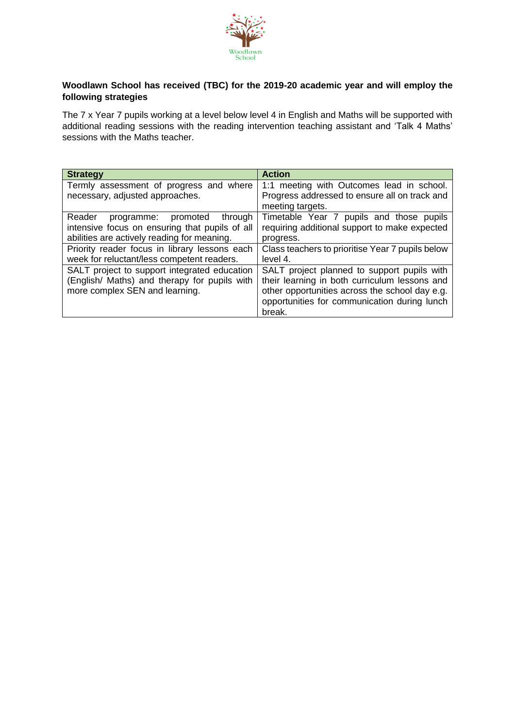**Woodlawn School has received (TBC) for the 2019-20 academic year and will employ the following strategies**

The 7 x Year 7 pupils working at a level below level 4 in English and Maths will be supported with additional reading sessions with the reading intervention teaching assistant and 'Talk 4 Maths' sessions with the Maths teacher.

| Strategy | Action |
|---|---|
| Termly assessment of progress and where necessary, adjusted approaches. | 1:1 meeting with Outcomes lead in school. Progress addressed to ensure all on track and meeting targets. |
| Reader programme: promoted through intensive focus on ensuring that pupils of all abilities are actively reading for meaning. | Timetable Year 7 pupils and those pupils requiring additional support to make expected progress. |
| Priority reader focus in library lessons each week for reluctant/less competent readers. | Class teachers to prioritise Year 7 pupils below level 4. |
| SALT project to support integrated education (English/ Maths) and therapy for pupils with more complex SEN and learning. | SALT project planned to support pupils with their learning in both curriculum lessons and other opportunities across the school day e.g. opportunities for communication during lunch break. |